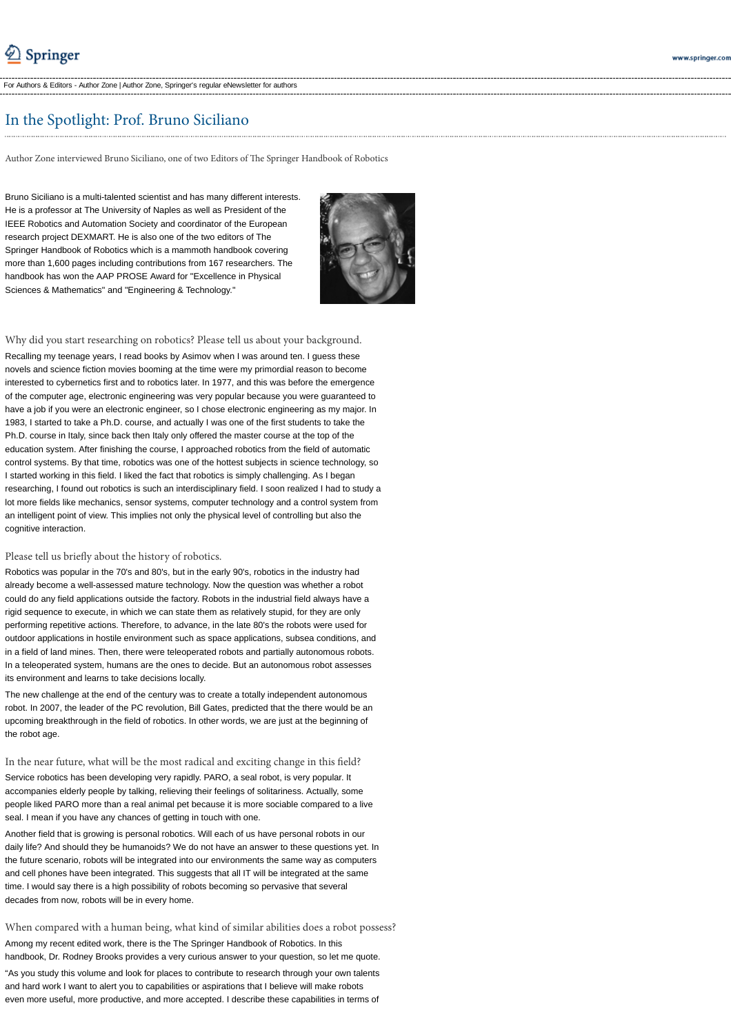For Authors & Editors - Author Zone | Author Zone, Springer's regular eNewsletter for authors

# In the Spotlight: Prof. Bruno Siciliano

Author Zone interviewed Bruno Siciliano, one of two Editors of The Springer Handbook of Robotics

Bruno Siciliano is a multi-talented scientist and has many different interests. He is a professor at The University of Naples as well as President of the IEEE Robotics and Automation Society and coordinator of the European research project DEXMART. He is also one of the two editors of The Springer Handbook of Robotics which is a mammoth handbook covering more than 1,600 pages including contributions from 167 researchers. The handbook has won the AAP PROSE Award for "Excellence in Physical Sciences & Mathematics" and "Engineering & Technology."

## Why did you start researching on robotics? Please tell us about your background.

Recalling my teenage years, I read books by Asimov when I was around ten. I guess these novels and science fiction movies booming at the time were my primordial reason to become interested to cybernetics first and to robotics later. In 1977, and this was before the emergence of the computer age, electronic engineering was very popular because you were guaranteed to have a job if you were an electronic engineer, so I chose electronic engineering as my major. In 1983, I started to take a Ph.D. course, and actually I was one of the first students to take the Ph.D. course in Italy, since back then Italy only offered the master course at the top of the education system. After finishing the course, I approached robotics from the field of automatic control systems. By that time, robotics was one of the hottest subjects in science technology, so I started working in this field. I liked the fact that robotics is simply challenging. As I began researching, I found out robotics is such an interdisciplinary field. I soon realized I had to study a lot more fields like mechanics, sensor systems, computer technology and a control system from an intelligent point of view. This implies not only the physical level of controlling but also the cognitive interaction.

## Please tell us briefly about the history of robotics.

Robotics was popular in the 70's and 80's, but in the early 90's, robotics in the industry had already become a well-assessed mature technology. Now the question was whether a robot could do any field applications outside the factory. Robots in the industrial field always have a rigid sequence to execute, in which we can state them as relatively stupid, for they are only performing repetitive actions. Therefore, to advance, in the late 80's the robots were used for outdoor applications in hostile environment such as space applications, subsea conditions, and in a field of land mines. Then, there were teleoperated robots and partially autonomous robots. In a teleoperated system, humans are the ones to decide. But an autonomous robot assesses its environment and learns to take decisions locally.

The new challenge at the end of the century was to create a totally independent autonomous robot. In 2007, the leader of the PC revolution, Bill Gates, predicted that the there would be an upcoming breakthrough in the field of robotics. In other words, we are just at the beginning of the robot age.

## In the near future, what will be the most radical and exciting change in this field?

Service robotics has been developing very rapidly. PARO, a seal robot, is very popular. It accompanies elderly people by talking, relieving their feelings of solitariness. Actually, some people liked PARO more than a real animal pet because it is more sociable compared to a live seal. I mean if you have any chances of getting in touch with one.

Another field that is growing is personal robotics. Will each of us have personal robots in our daily life? And should they be humanoids? We do not have an answer to these questions yet. In the future scenario, robots will be integrated into our environments the same way as computers and cell phones have been integrated. This suggests that all IT will be integrated at the same time. I would say there is a high possibility of robots becoming so pervasive that several decades from now, robots will be in every home.

## When compared with a human being, what kind of similar abilities does a robot possess?

Among my recent edited work, there is the The Springer Handbook of Robotics. In this handbook, Dr. Rodney Brooks provides a very curious answer to your question, so let me quote.

"As you study this volume and look for places to contribute to research through your own talents and hard work I want to alert you to capabilities or aspirations that I believe will make robots even more useful, more productive, and more accepted. I describe these capabilities in terms of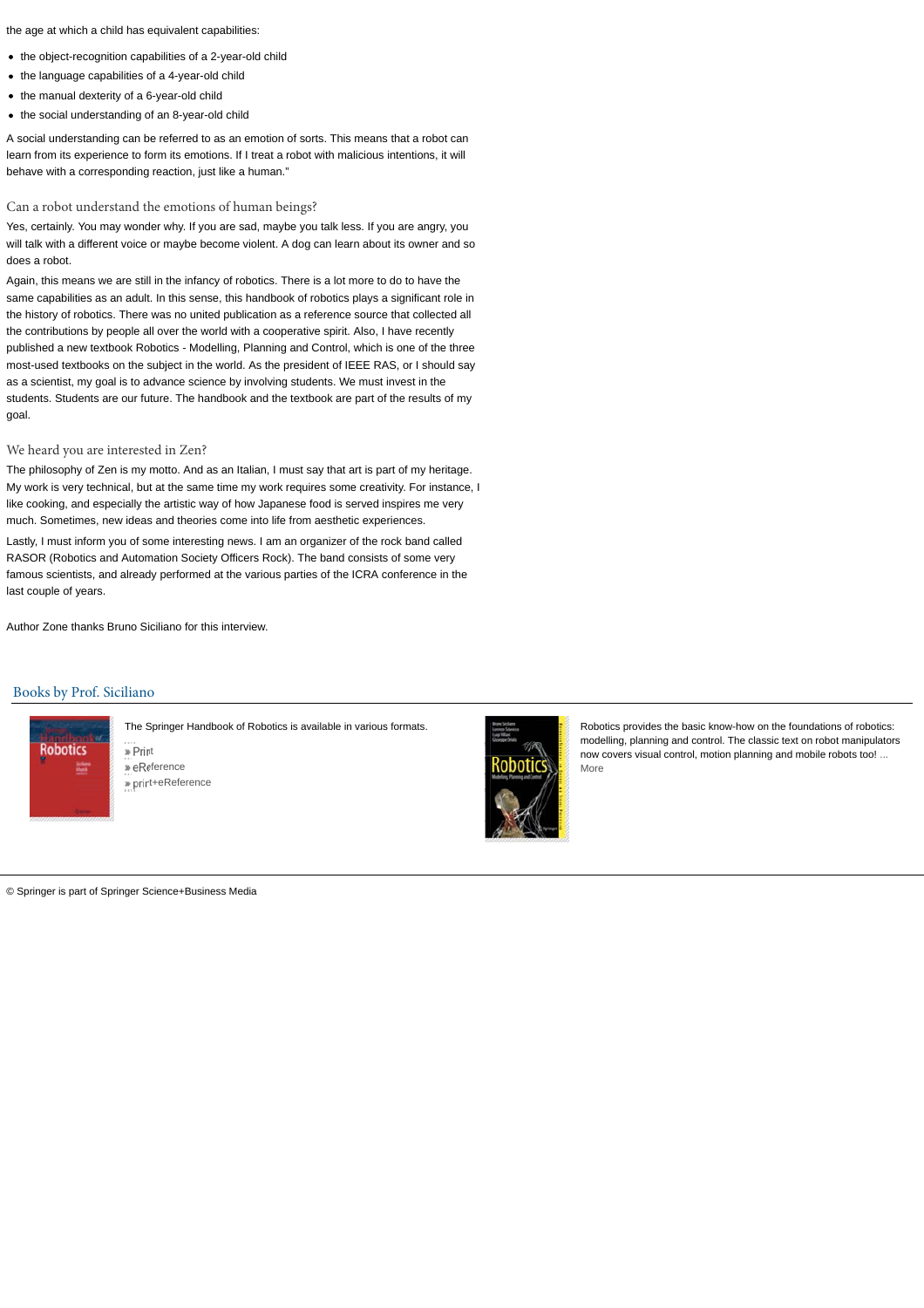the age at which a child has equivalent capabilities:

- the object-recognition capabilities of a 2-year-old child
- the language capabilities of a 4-year-old child
- the manual dexterity of a 6-year-old child
- the social understanding of an 8-year-old child

A social understanding can be referred to as an emotion of sorts. This means that a robot can learn from its experience to form its emotions. If I treat a robot with malicious intentions, it will behave with a corresponding reaction, just like a human."

## Can a robot understand the emotions of human beings?

Yes, certainly. You may wonder why. If you are sad, maybe you talk less. If you are angry, you will talk with a different voice or maybe become violent. A dog can learn about its owner and so does a robot.

Again, this means we are still in the infancy of robotics. There is a lot more to do to have the same capabilities as an adult. In this sense, this handbook of robotics plays a significant role in the history of robotics. There was no united publication as a reference source that collected all the contributions by people all over the world with a cooperative spirit. Also, I have recently published a new textbook Robotics - Modelling, Planning and Control, which is one of the three most-used textbooks on the subject in the world. As the president of IEEE RAS, or I should say as a scientist, my goal is to advance science by involving students. We must invest in the students. Students are our future. The handbook and the textbook are part of the results of my goal.

## We heard you are interested in Zen?

The philosophy of Zen is my motto. And as an Italian, I must say that art is part of my heritage. My work is very technical, but at the same time my work requires some creativity. For instance, I like cooking, and especially the artistic way of how Japanese food is served inspires me very much. Sometimes, new ideas and theories come into life from aesthetic experiences.

Lastly, I must inform you of some interesting news. I am an organizer of the rock band called RASOR (Robotics and Automation Society Officers Rock). The band consists of some very famous scientists, and already performed at the various parties of the ICRA conference in the last couple of years.

Author Zone thanks Bruno Siciliano for this interview.

## Books by Prof. Siciliano

The Springer Handbook of Robotics is available in various formats.

- Print
- eReference
- print+eReference

Robotics provides the basic know-how on the foundations of robotics: modelling, planning and control. The classic text on robot manipulators now covers visual control, motion planning and mobile robots too! ... More

© Springer is part of Springer Science+Business Media